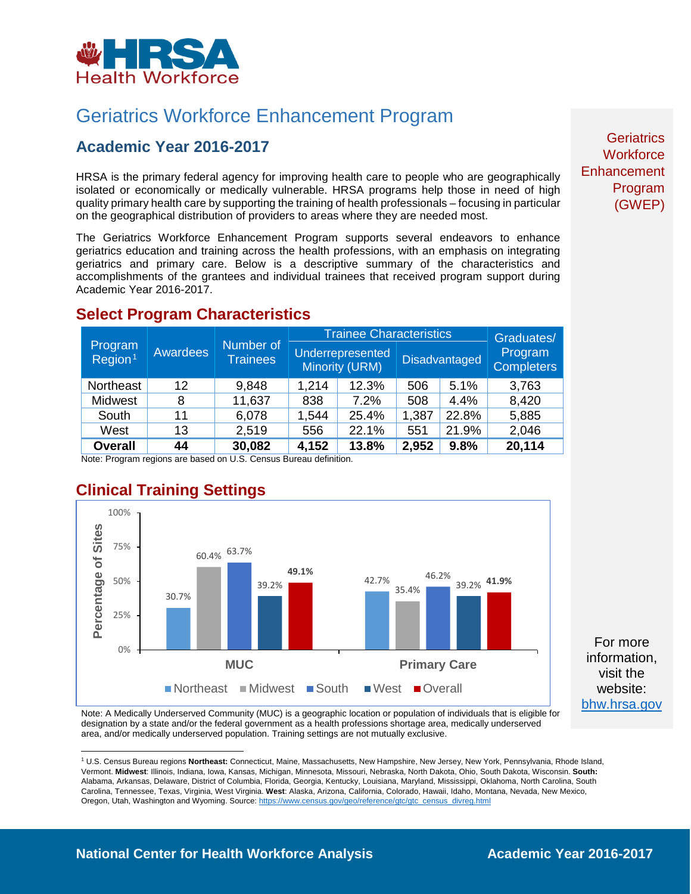HRSA Health Workforce

# Geriatrics Workforce Enhancement Program

## Academic Year 2016-2017

Geriatrics Workforce Enhancement Program (GWEP)

HRSA is the primary federal agency for improving health care to people who are geographically isolated or economically or medically vulnerable. HRSA programs help those in need of high quality primary health care by supporting the training of health professionals – focusing in particular on the geographical distribution of providers to areas where they are needed most.

The Geriatrics Workforce Enhancement Program supports several endeavors to enhance geriatrics education and training across the health professions, with an emphasis on integrating geriatrics and primary care. Below is a descriptive summary of the characteristics and accomplishments of the grantees and individual trainees that received program support during Academic Year 2016-2017.

## Select Program Characteristics

| Program Region[1] | Awardees | Number of Trainees | Trainee Characteristics | | | | Graduates/ Program Completers |
|---|---|---|---|---|---|---|---|
| | | | Underrepresented Minority (URM) | | Disadvantaged | | |
| Northeast | 12 | 9,848 | 1,214 | 12.3% | 506 | 5.1% | 3,763 |
| Midwest | 8 | 11,637 | 838 | 7.2% | 508 | 4.4% | 8,420 |
| South | 11 | 6,078 | 1,544 | 25.4% | 1,387 | 22.8% | 5,885 |
| West | 13 | 2,519 | 556 | 22.1% | 551 | 21.9% | 2,046 |
| **Overall** | **44** | **30,082** | **4,152** | **13.8%** | **2,952** | **9.8%** | **20,114** |

Note: Program regions are based on U.S. Census Bureau definition.

## Clinical Training Settings

Percentage of Sites

100%
75%
50%
25%
0%

MUC: 30.7%, 60.4%, 63.7%, 39.2%, 49.1%

Primary Care: 42.7%, 35.4%, 46.2%, 39.2%, 41.9%

Northeast, Midwest, South, West, Overall

Note: A Medically Underserved Community (MUC) is a geographic location or population of individuals that is eligible for designation by a state and/or the federal government as a health professions shortage area, medically underserved area, and/or medically underserved population. Training settings are not mutually exclusive.

For more information, visit the website: bhw.hrsa.gov

[1] U.S. Census Bureau regions **Northeast:** Connecticut, Maine, Massachusetts, New Hampshire, New Jersey, New York, Pennsylvania, Rhode Island, Vermont. **Midwest**: Illinois, Indiana, Iowa, Kansas, Michigan, Minnesota, Missouri, Nebraska, North Dakota, Ohio, South Dakota, Wisconsin. **South:** Alabama, Arkansas, Delaware, District of Columbia, Florida, Georgia, Kentucky, Louisiana, Maryland, Mississippi, Oklahoma, North Carolina, South Carolina, Tennessee, Texas, Virginia, West Virginia. **West**: Alaska, Arizona, California, Colorado, Hawaii, Idaho, Montana, Nevada, New Mexico, Oregon, Utah, Washington and Wyoming. Source: https://www.census.gov/geo/reference/gtc/gtc_census_divreg.html

National Center for Health Workforce Analysis — Academic Year 2016-2017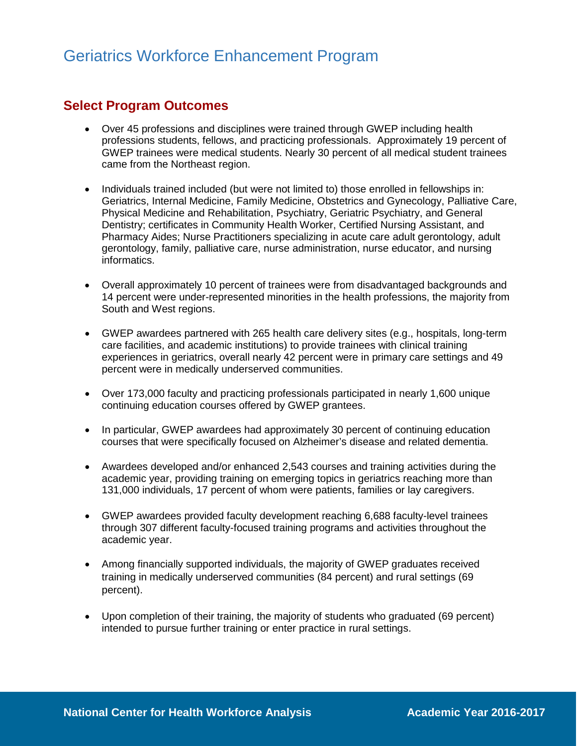# Geriatrics Workforce Enhancement Program

## Select Program Outcomes

- Over 45 professions and disciplines were trained through GWEP including health professions students, fellows, and practicing professionals. Approximately 19 percent of GWEP trainees were medical students. Nearly 30 percent of all medical student trainees came from the Northeast region.

- Individuals trained included (but were not limited to) those enrolled in fellowships in: Geriatrics, Internal Medicine, Family Medicine, Obstetrics and Gynecology, Palliative Care, Physical Medicine and Rehabilitation, Psychiatry, Geriatric Psychiatry, and General Dentistry; certificates in Community Health Worker, Certified Nursing Assistant, and Pharmacy Aides; Nurse Practitioners specializing in acute care adult gerontology, adult gerontology, family, palliative care, nurse administration, nurse educator, and nursing informatics.

- Overall approximately 10 percent of trainees were from disadvantaged backgrounds and 14 percent were under-represented minorities in the health professions, the majority from South and West regions.

- GWEP awardees partnered with 265 health care delivery sites (e.g., hospitals, long-term care facilities, and academic institutions) to provide trainees with clinical training experiences in geriatrics, overall nearly 42 percent were in primary care settings and 49 percent were in medically underserved communities.

- Over 173,000 faculty and practicing professionals participated in nearly 1,600 unique continuing education courses offered by GWEP grantees.

- In particular, GWEP awardees had approximately 30 percent of continuing education courses that were specifically focused on Alzheimer's disease and related dementia.

- Awardees developed and/or enhanced 2,543 courses and training activities during the academic year, providing training on emerging topics in geriatrics reaching more than 131,000 individuals, 17 percent of whom were patients, families or lay caregivers.

- GWEP awardees provided faculty development reaching 6,688 faculty-level trainees through 307 different faculty-focused training programs and activities throughout the academic year.

- Among financially supported individuals, the majority of GWEP graduates received training in medically underserved communities (84 percent) and rural settings (69 percent).

- Upon completion of their training, the majority of students who graduated (69 percent) intended to pursue further training or enter practice in rural settings.